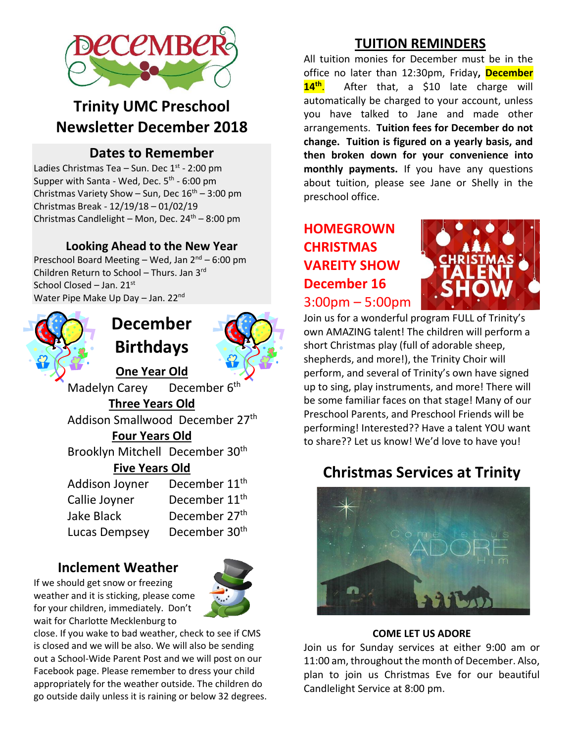# DECEMBER

## Trinity UMC Preschool Newsletter December 2018

### Dates to Remember

Ladies Christmas Tea – Sun. Dec 1st - 2:00 pm
Supper with Santa - Wed, Dec. 5th - 6:00 pm
Christmas Variety Show – Sun, Dec 16th – 3:00 pm
Christmas Break - 12/19/18 – 01/02/19
Christmas Candlelight – Mon, Dec. 24th – 8:00 pm

### Looking Ahead to the New Year

Preschool Board Meeting – Wed, Jan 2nd – 6:00 pm
Children Return to School – Thurs. Jan 3rd
School Closed – Jan. 21st
Water Pipe Make Up Day – Jan. 22nd

## December Birthdays

**One Year Old**

Madelyn Carey December 6th

**Three Years Old**

Addison Smallwood December 27th

**Four Years Old**

Brooklyn Mitchell December 30th

**Five Years Old**

Addison Joyner December 11th
Callie Joyner December 11th
Jake Black December 27th
Lucas Dempsey December 30th

## Inclement Weather

If we should get snow or freezing weather and it is sticking, please come for your children, immediately. Don't wait for Charlotte Mecklenburg to close. If you wake to bad weather, check to see if CMS is closed and we will be also. We will also be sending out a School-Wide Parent Post and we will post on our Facebook page. Please remember to dress your child appropriately for the weather outside. The children do go outside daily unless it is raining or below 32 degrees.

## TUITION REMINDERS

All tuition monies for December must be in the office no later than 12:30pm, Friday, **December 14th**. After that, a $10 late charge will automatically be charged to your account, unless you have talked to Jane and made other arrangements. **Tuition fees for December do not change. Tuition is figured on a yearly basis, and then broken down for your convenience into monthly payments.** If you have any questions about tuition, please see Jane or Shelly in the preschool office.

## HOMEGROWN CHRISTMAS VAREITY SHOW December 16

3:00pm – 5:00pm

CHRISTMAS TALENT SHOW

Join us for a wonderful program FULL of Trinity's own AMAZING talent! The children will perform a short Christmas play (full of adorable sheep, shepherds, and more!), the Trinity Choir will perform, and several of Trinity's own have signed up to sing, play instruments, and more! There will be some familiar faces on that stage! Many of our Preschool Parents, and Preschool Friends will be performing! Interested?? Have a talent YOU want to share?? Let us know! We'd love to have you!

## Christmas Services at Trinity

Come let us ADORE Him

**COME LET US ADORE**

Join us for Sunday services at either 9:00 am or 11:00 am, throughout the month of December. Also, plan to join us Christmas Eve for our beautiful Candlelight Service at 8:00 pm.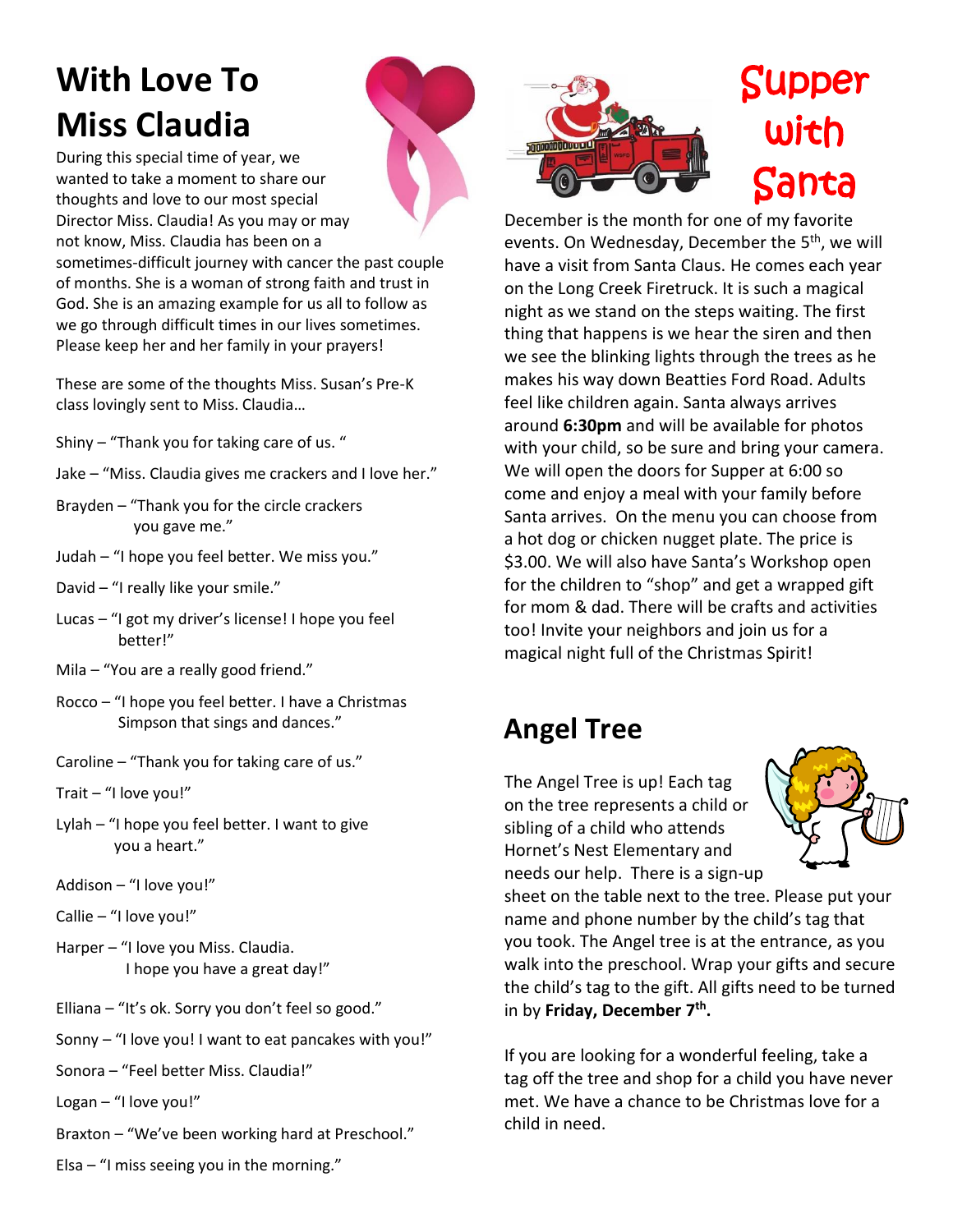# With Love To Miss Claudia

During this special time of year, we wanted to take a moment to share our thoughts and love to our most special Director Miss. Claudia! As you may or may not know, Miss. Claudia has been on a sometimes-difficult journey with cancer the past couple of months. She is a woman of strong faith and trust in God. She is an amazing example for us all to follow as we go through difficult times in our lives sometimes. Please keep her and her family in your prayers!

These are some of the thoughts Miss. Susan's Pre-K class lovingly sent to Miss. Claudia…

Shiny – "Thank you for taking care of us. "

Jake – "Miss. Claudia gives me crackers and I love her."

Brayden – "Thank you for the circle crackers you gave me."

Judah – "I hope you feel better. We miss you."

David – "I really like your smile."

Lucas – "I got my driver's license! I hope you feel better!"

Mila – "You are a really good friend."

Rocco – "I hope you feel better. I have a Christmas Simpson that sings and dances."

Caroline – "Thank you for taking care of us."

Trait – "I love you!"

Lylah – "I hope you feel better. I want to give you a heart."

Addison – "I love you!"

Callie – "I love you!"

Harper – "I love you Miss. Claudia. I hope you have a great day!"

Elliana – "It's ok. Sorry you don't feel so good."

Sonny – "I love you! I want to eat pancakes with you!"

Sonora – "Feel better Miss. Claudia!"

Logan – "I love you!"

Braxton – "We've been working hard at Preschool."

Elsa – "I miss seeing you in the morning."

# Supper with Santa

December is the month for one of my favorite events. On Wednesday, December the 5th, we will have a visit from Santa Claus. He comes each year on the Long Creek Firetruck. It is such a magical night as we stand on the steps waiting. The first thing that happens is we hear the siren and then we see the blinking lights through the trees as he makes his way down Beatties Ford Road. Adults feel like children again. Santa always arrives around **6:30pm** and will be available for photos with your child, so be sure and bring your camera. We will open the doors for Supper at 6:00 so come and enjoy a meal with your family before Santa arrives. On the menu you can choose from a hot dog or chicken nugget plate. The price is $3.00. We will also have Santa's Workshop open for the children to "shop" and get a wrapped gift for mom & dad. There will be crafts and activities too! Invite your neighbors and join us for a magical night full of the Christmas Spirit!

# Angel Tree

The Angel Tree is up! Each tag on the tree represents a child or sibling of a child who attends Hornet's Nest Elementary and needs our help. There is a sign-up sheet on the table next to the tree. Please put your name and phone number by the child's tag that you took. The Angel tree is at the entrance, as you walk into the preschool. Wrap your gifts and secure the child's tag to the gift. All gifts need to be turned in by **Friday, December 7th.**

If you are looking for a wonderful feeling, take a tag off the tree and shop for a child you have never met. We have a chance to be Christmas love for a child in need.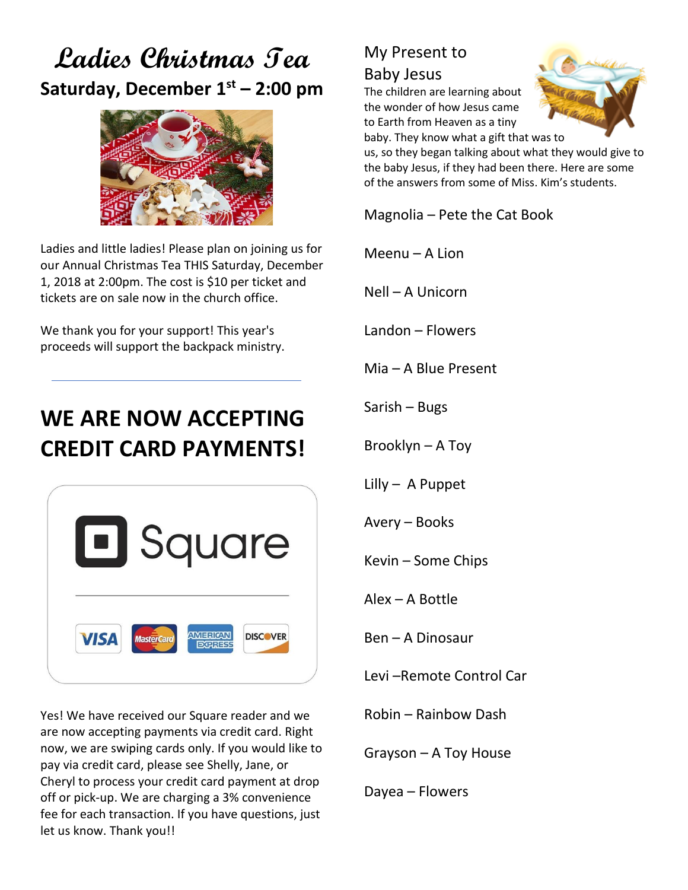# Ladies Christmas Tea

**Saturday, December 1st – 2:00 pm**

Ladies and little ladies! Please plan on joining us for our Annual Christmas Tea THIS Saturday, December 1, 2018 at 2:00pm. The cost is $10 per ticket and tickets are on sale now in the church office.

We thank you for your support! This year's proceeds will support the backpack ministry.

---

## WE ARE NOW ACCEPTING CREDIT CARD PAYMENTS!

Square

VISA MasterCard AMERICAN EXPRESS DISCOVER

Yes! We have received our Square reader and we are now accepting payments via credit card. Right now, we are swiping cards only. If you would like to pay via credit card, please see Shelly, Jane, or Cheryl to process your credit card payment at drop off or pick-up. We are charging a 3% convenience fee for each transaction. If you have questions, just let us know. Thank you!!

## My Present to Baby Jesus

The children are learning about the wonder of how Jesus came to Earth from Heaven as a tiny baby. They know what a gift that was to us, so they began talking about what they would give to the baby Jesus, if they had been there. Here are some of the answers from some of Miss. Kim's students.

Magnolia – Pete the Cat Book

Meenu – A Lion

Nell – A Unicorn

Landon – Flowers

Mia – A Blue Present

Sarish – Bugs

Brooklyn – A Toy

Lilly – A Puppet

Avery – Books

Kevin – Some Chips

Alex – A Bottle

Ben – A Dinosaur

Levi –Remote Control Car

Robin – Rainbow Dash

Grayson – A Toy House

Dayea – Flowers